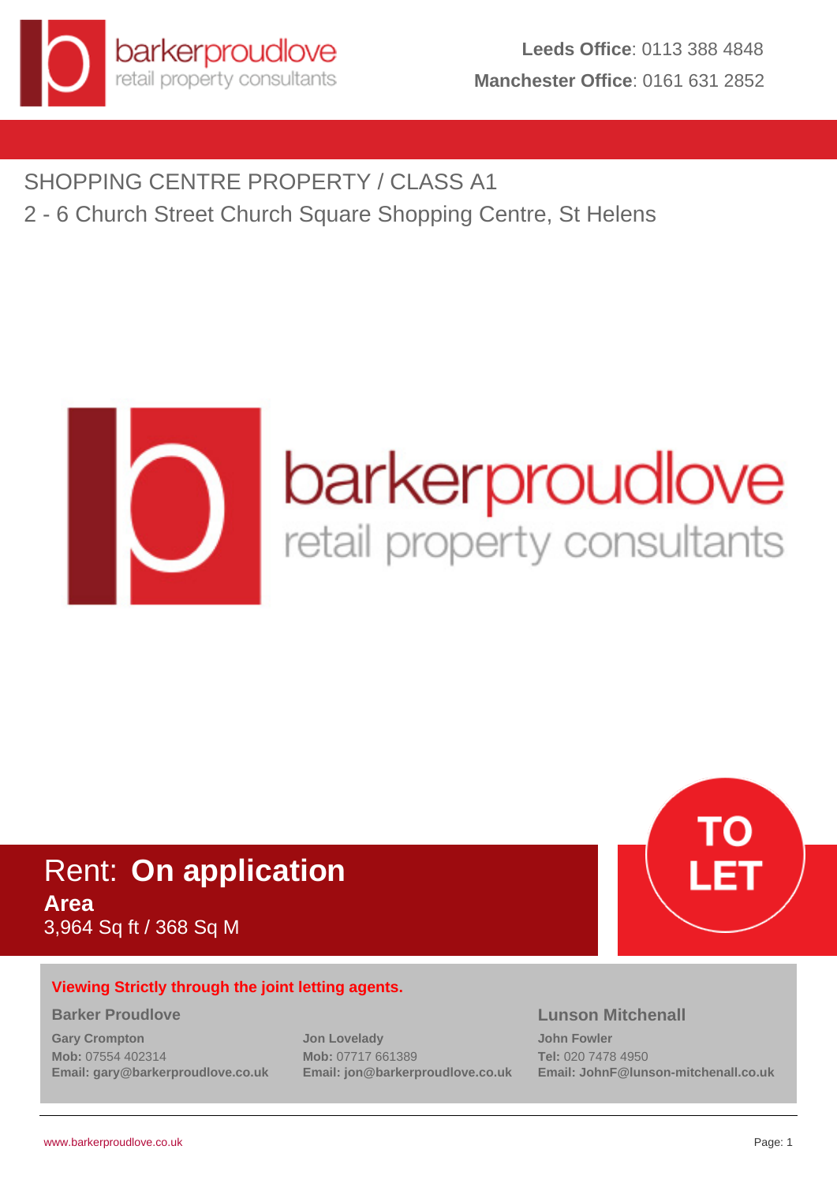barkerproudlove
retail property consultants

**Leeds Office**: 0113 388 4848
**Manchester Office**: 0161 631 2852

SHOPPING CENTRE PROPERTY / CLASS A1

2 - 6 Church Street Church Square Shopping Centre, St Helens

barkerproudlove
retail property consultants

Rent: **On application**

**Area**

3,964 Sq ft / 368 Sq M

**TO LET**

**Viewing Strictly through the joint letting agents.**

**Barker Proudlove**

**Gary Crompton**
**Mob:** 07554 402314
**Email: gary@barkerproudlove.co.uk**

**Jon Lovelady**
**Mob:** 07717 661389
**Email: jon@barkerproudlove.co.uk**

**Lunson Mitchenall**

**John Fowler**
**Tel:** 020 7478 4950
**Email: JohnF@lunson-mitchenall.co.uk**

www.barkerproudlove.co.uk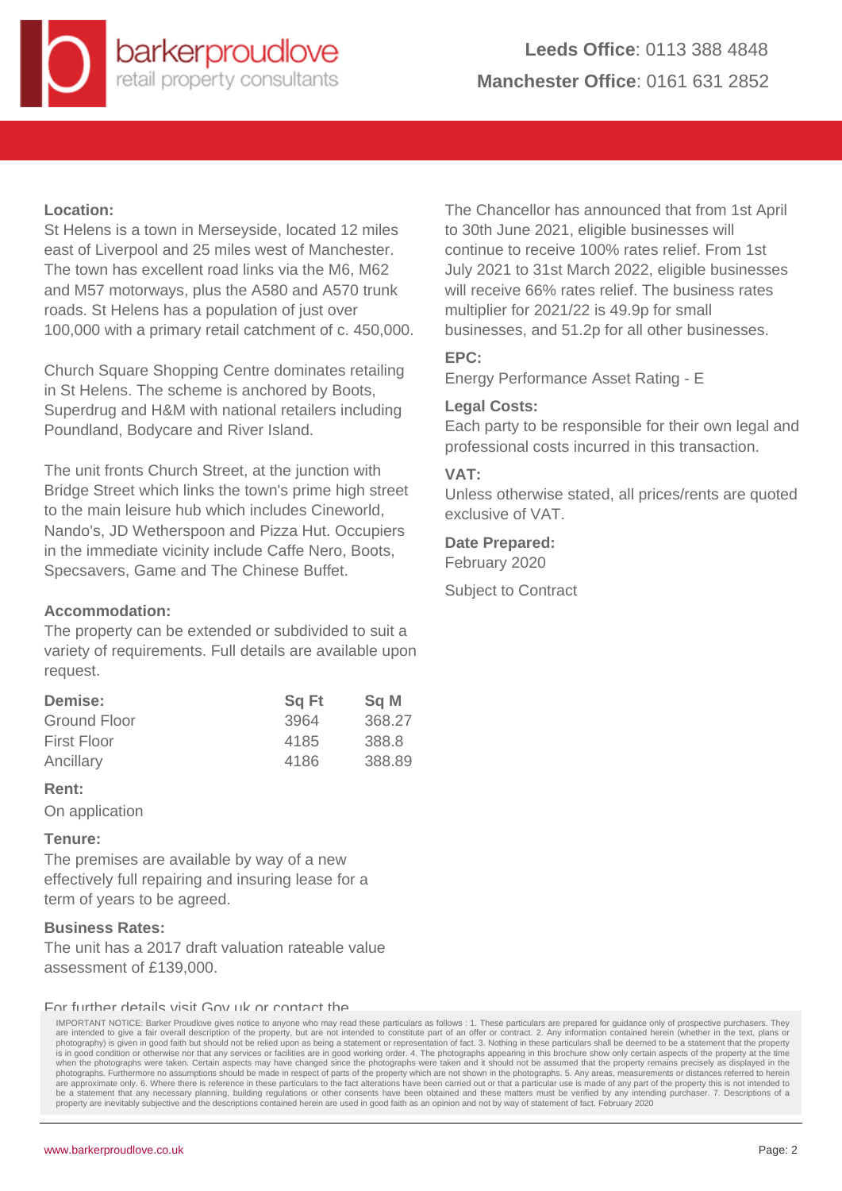### Location:

St Helens is a town in Merseyside, located 12 miles east of Liverpool and 25 miles west of Manchester. The town has excellent road links via the M6, M62 and M57 motorways, plus the A580 and A570 trunk roads. St Helens has a population of just over 100,000 with a primary retail catchment of c. 450,000.

Church Square Shopping Centre dominates retailing in St Helens. The scheme is anchored by Boots, Superdrug and H&M with national retailers including Poundland, Bodycare and River Island.

The unit fronts Church Street, at the junction with Bridge Street which links the town's prime high street to the main leisure hub which includes Cineworld, Nando's, JD Wetherspoon and Pizza Hut. Occupiers in the immediate vicinity include Caffe Nero, Boots, Specsavers, Game and The Chinese Buffet.

### Accommodation:

The property can be extended or subdivided to suit a variety of requirements. Full details are available upon request.

| Demise: | Sq Ft | Sq M |
|---|---|---|
| Ground Floor | 3964 | 368.27 |
| First Floor | 4185 | 388.8 |
| Ancillary | 4186 | 388.89 |

### Rent:

On application

### Tenure:

The premises are available by way of a new effectively full repairing and insuring lease for a term of years to be agreed.

### Business Rates:

The unit has a 2017 draft valuation rateable value assessment of £139,000.

For further details visit Gov.uk or contact the

The Chancellor has announced that from 1st April to 30th June 2021, eligible businesses will continue to receive 100% rates relief. From 1st July 2021 to 31st March 2022, eligible businesses will receive 66% rates relief. The business rates multiplier for 2021/22 is 49.9p for small businesses, and 51.2p for all other businesses.

### EPC:

Energy Performance Asset Rating - E

### Legal Costs:

Each party to be responsible for their own legal and professional costs incurred in this transaction.

### VAT:

Unless otherwise stated, all prices/rents are quoted exclusive of VAT.

### Date Prepared:

February 2020

Subject to Contract

IMPORTANT NOTICE: Barker Proudlove gives notice to anyone who may read these particulars as follows : 1. These particulars are prepared for guidance only of prospective purchasers. They are intended to give a fair overall description of the property, but are not intended to constitute part of an offer or contract. 2. Any information contained herein (whether in the text, plans or photography) is given in good faith but should not be relied upon as being a statement or representation of fact. 3. Nothing in these particulars shall be deemed to be a statement that the property is in good condition or otherwise nor that any services or facilities are in good working order. 4. The photographs appearing in this brochure show only certain aspects of the property at the time when the photographs were taken. Certain aspects may have changed since the photographs were taken and it should not be assumed that the property remains precisely as displayed in the photographs. Furthermore no assumptions should be made in respect of parts of the property which are not shown in the photographs. 5. Any areas, measurements or distances referred to herein are approximate only. 6. Where there is reference in these particulars to the fact alterations have been carried out or that a particular use is made of any part of the property this is not intended to be a statement that any necessary planning, building regulations or other consents have been obtained and these matters must be verified by any intending purchaser. 7. Descriptions of a property are inevitably subjective and the descriptions contained herein are used in good faith as an opinion and not by way of statement of fact. February 2020